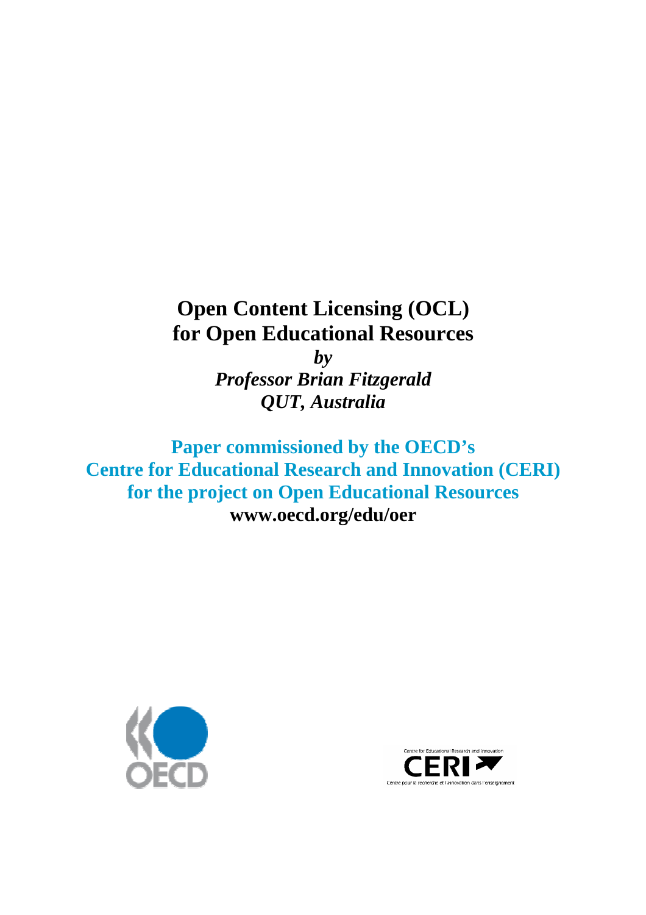# Open Content Licensing (OCL) for Open Educational Resources

***by***

***Professor Brian Fitzgerald***

***QUT, Australia***

**Paper commissioned by the OECD's**
**Centre for Educational Research and Innovation (CERI)**
**for the project on Open Educational Resources**
**www.oecd.org/edu/oer**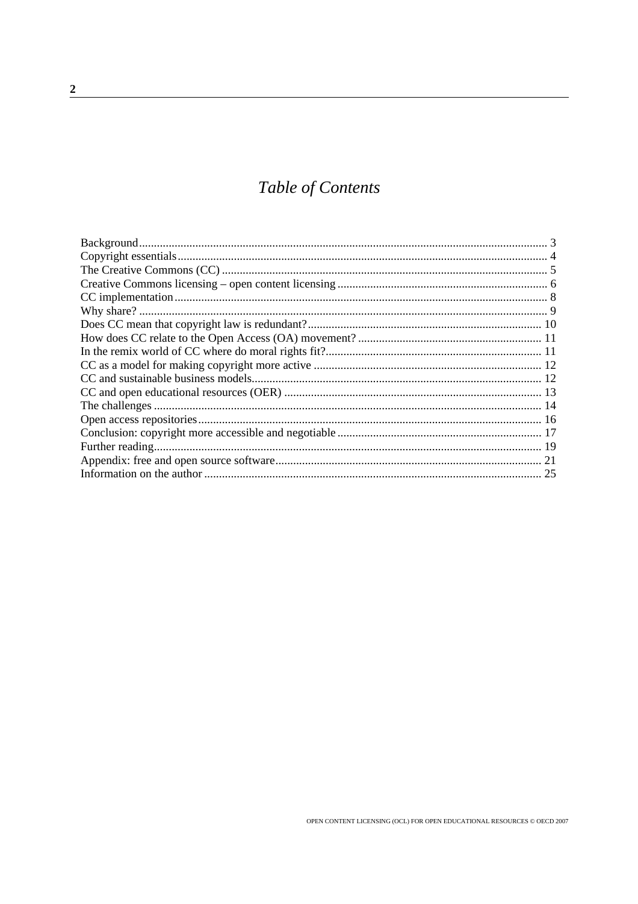# *Table of Contents*

Background ........................................................................................................................ 3
Copyright essentials ........................................................................................................... 4
The Creative Commons (CC) ............................................................................................ 5
Creative Commons licensing – open content licensing ...................................................... 6
CC implementation ............................................................................................................ 8
Why share? ........................................................................................................................ 9
Does CC mean that copyright law is redundant? .............................................................. 10
How does CC relate to the Open Access (OA) movement? ............................................. 11
In the remix world of CC where do moral rights fit? ......................................................... 11
CC as a model for making copyright more active ............................................................ 12
CC and sustainable business models ................................................................................ 12
CC and open educational resources (OER) ...................................................................... 13
The challenges ................................................................................................................. 14
Open access repositories .................................................................................................. 16
Conclusion: copyright more accessible and negotiable .................................................... 17
Further reading ................................................................................................................. 19
Appendix: free and open source software ......................................................................... 21
Information on the author ................................................................................................ 25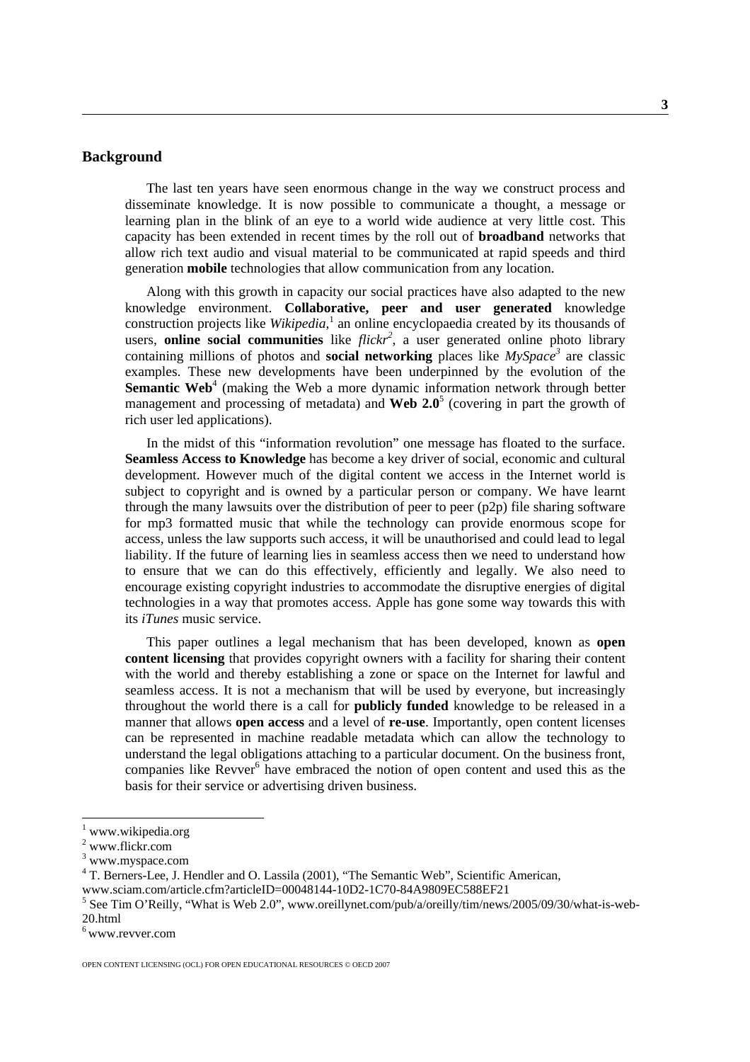## Background

The last ten years have seen enormous change in the way we construct process and disseminate knowledge. It is now possible to communicate a thought, a message or learning plan in the blink of an eye to a world wide audience at very little cost. This capacity has been extended in recent times by the roll out of **broadband** networks that allow rich text audio and visual material to be communicated at rapid speeds and third generation **mobile** technologies that allow communication from any location.

Along with this growth in capacity our social practices have also adapted to the new knowledge environment. **Collaborative, peer and user generated** knowledge construction projects like *Wikipedia*,[1] an online encyclopaedia created by its thousands of users, **online social communities** like *flickr*[2], a user generated online photo library containing millions of photos and **social networking** places like *MySpace*[3] are classic examples. These new developments have been underpinned by the evolution of the **Semantic Web**[4] (making the Web a more dynamic information network through better management and processing of metadata) and **Web 2.0**[5] (covering in part the growth of rich user led applications).

In the midst of this "information revolution" one message has floated to the surface. **Seamless Access to Knowledge** has become a key driver of social, economic and cultural development. However much of the digital content we access in the Internet world is subject to copyright and is owned by a particular person or company. We have learnt through the many lawsuits over the distribution of peer to peer (p2p) file sharing software for mp3 formatted music that while the technology can provide enormous scope for access, unless the law supports such access, it will be unauthorised and could lead to legal liability. If the future of learning lies in seamless access then we need to understand how to ensure that we can do this effectively, efficiently and legally. We also need to encourage existing copyright industries to accommodate the disruptive energies of digital technologies in a way that promotes access. Apple has gone some way towards this with its *iTunes* music service.

This paper outlines a legal mechanism that has been developed, known as **open content licensing** that provides copyright owners with a facility for sharing their content with the world and thereby establishing a zone or space on the Internet for lawful and seamless access. It is not a mechanism that will be used by everyone, but increasingly throughout the world there is a call for **publicly funded** knowledge to be released in a manner that allows **open access** and a level of **re-use**. Importantly, open content licenses can be represented in machine readable metadata which can allow the technology to understand the legal obligations attaching to a particular document. On the business front, companies like Revver[6] have embraced the notion of open content and used this as the basis for their service or advertising driven business.

---

[1] www.wikipedia.org

[2] www.flickr.com

[3] www.myspace.com

[4] T. Berners-Lee, J. Hendler and O. Lassila (2001), "The Semantic Web", Scientific American, www.sciam.com/article.cfm?articleID=00048144-10D2-1C70-84A9809EC588EF21

[5] See Tim O'Reilly, "What is Web 2.0", www.oreillynet.com/pub/a/oreilly/tim/news/2005/09/30/what-is-web-20.html

[6] www.revver.com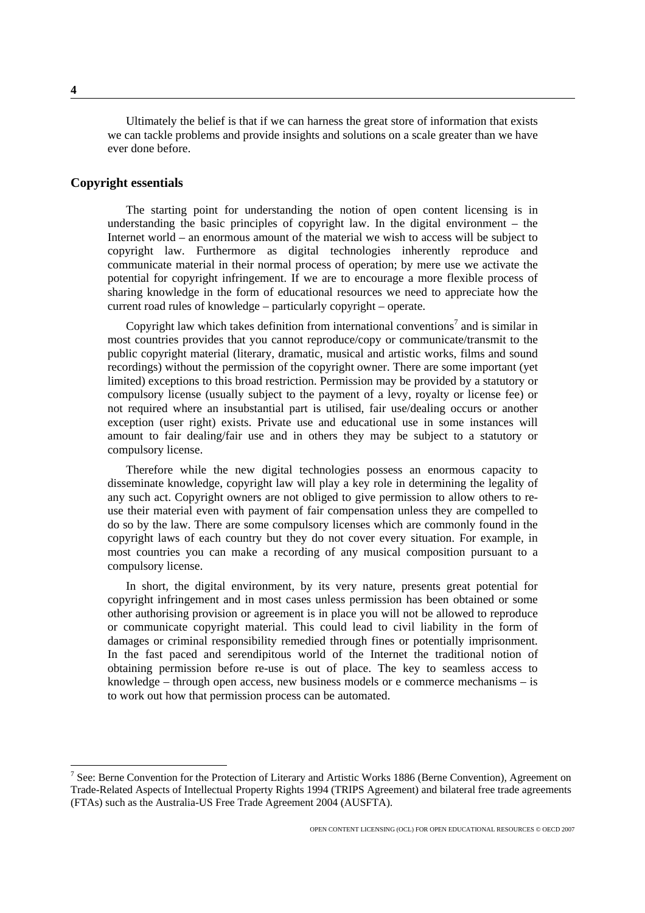Ultimately the belief is that if we can harness the great store of information that exists we can tackle problems and provide insights and solutions on a scale greater than we have ever done before.

## Copyright essentials

The starting point for understanding the notion of open content licensing is in understanding the basic principles of copyright law. In the digital environment – the Internet world – an enormous amount of the material we wish to access will be subject to copyright law. Furthermore as digital technologies inherently reproduce and communicate material in their normal process of operation; by mere use we activate the potential for copyright infringement. If we are to encourage a more flexible process of sharing knowledge in the form of educational resources we need to appreciate how the current road rules of knowledge – particularly copyright – operate.

Copyright law which takes definition from international conventions[7] and is similar in most countries provides that you cannot reproduce/copy or communicate/transmit to the public copyright material (literary, dramatic, musical and artistic works, films and sound recordings) without the permission of the copyright owner. There are some important (yet limited) exceptions to this broad restriction. Permission may be provided by a statutory or compulsory license (usually subject to the payment of a levy, royalty or license fee) or not required where an insubstantial part is utilised, fair use/dealing occurs or another exception (user right) exists. Private use and educational use in some instances will amount to fair dealing/fair use and in others they may be subject to a statutory or compulsory license.

Therefore while the new digital technologies possess an enormous capacity to disseminate knowledge, copyright law will play a key role in determining the legality of any such act. Copyright owners are not obliged to give permission to allow others to re-use their material even with payment of fair compensation unless they are compelled to do so by the law. There are some compulsory licenses which are commonly found in the copyright laws of each country but they do not cover every situation. For example, in most countries you can make a recording of any musical composition pursuant to a compulsory license.

In short, the digital environment, by its very nature, presents great potential for copyright infringement and in most cases unless permission has been obtained or some other authorising provision or agreement is in place you will not be allowed to reproduce or communicate copyright material. This could lead to civil liability in the form of damages or criminal responsibility remedied through fines or potentially imprisonment. In the fast paced and serendipitous world of the Internet the traditional notion of obtaining permission before re-use is out of place. The key to seamless access to knowledge – through open access, new business models or e commerce mechanisms – is to work out how that permission process can be automated.

---

[7] See: Berne Convention for the Protection of Literary and Artistic Works 1886 (Berne Convention), Agreement on Trade-Related Aspects of Intellectual Property Rights 1994 (TRIPS Agreement) and bilateral free trade agreements (FTAs) such as the Australia-US Free Trade Agreement 2004 (AUSFTA).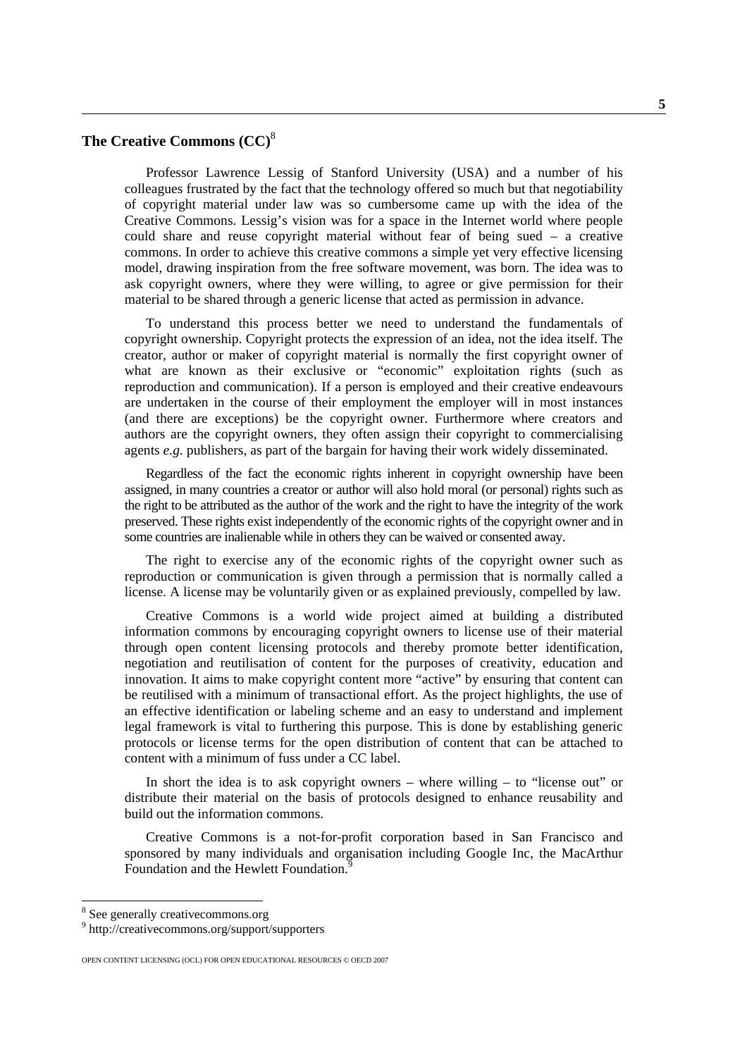## The Creative Commons (CC)[8]

Professor Lawrence Lessig of Stanford University (USA) and a number of his colleagues frustrated by the fact that the technology offered so much but that negotiability of copyright material under law was so cumbersome came up with the idea of the Creative Commons. Lessig's vision was for a space in the Internet world where people could share and reuse copyright material without fear of being sued – a creative commons. In order to achieve this creative commons a simple yet very effective licensing model, drawing inspiration from the free software movement, was born. The idea was to ask copyright owners, where they were willing, to agree or give permission for their material to be shared through a generic license that acted as permission in advance.

To understand this process better we need to understand the fundamentals of copyright ownership. Copyright protects the expression of an idea, not the idea itself. The creator, author or maker of copyright material is normally the first copyright owner of what are known as their exclusive or "economic" exploitation rights (such as reproduction and communication). If a person is employed and their creative endeavours are undertaken in the course of their employment the employer will in most instances (and there are exceptions) be the copyright owner. Furthermore where creators and authors are the copyright owners, they often assign their copyright to commercialising agents *e.g.* publishers, as part of the bargain for having their work widely disseminated.

Regardless of the fact the economic rights inherent in copyright ownership have been assigned, in many countries a creator or author will also hold moral (or personal) rights such as the right to be attributed as the author of the work and the right to have the integrity of the work preserved. These rights exist independently of the economic rights of the copyright owner and in some countries are inalienable while in others they can be waived or consented away.

The right to exercise any of the economic rights of the copyright owner such as reproduction or communication is given through a permission that is normally called a license. A license may be voluntarily given or as explained previously, compelled by law.

Creative Commons is a world wide project aimed at building a distributed information commons by encouraging copyright owners to license use of their material through open content licensing protocols and thereby promote better identification, negotiation and reutilisation of content for the purposes of creativity, education and innovation. It aims to make copyright content more "active" by ensuring that content can be reutilised with a minimum of transactional effort. As the project highlights, the use of an effective identification or labeling scheme and an easy to understand and implement legal framework is vital to furthering this purpose. This is done by establishing generic protocols or license terms for the open distribution of content that can be attached to content with a minimum of fuss under a CC label.

In short the idea is to ask copyright owners – where willing – to "license out" or distribute their material on the basis of protocols designed to enhance reusability and build out the information commons.

Creative Commons is a not-for-profit corporation based in San Francisco and sponsored by many individuals and organisation including Google Inc, the MacArthur Foundation and the Hewlett Foundation.[9]

---

[8] See generally creativecommons.org

[9] http://creativecommons.org/support/supporters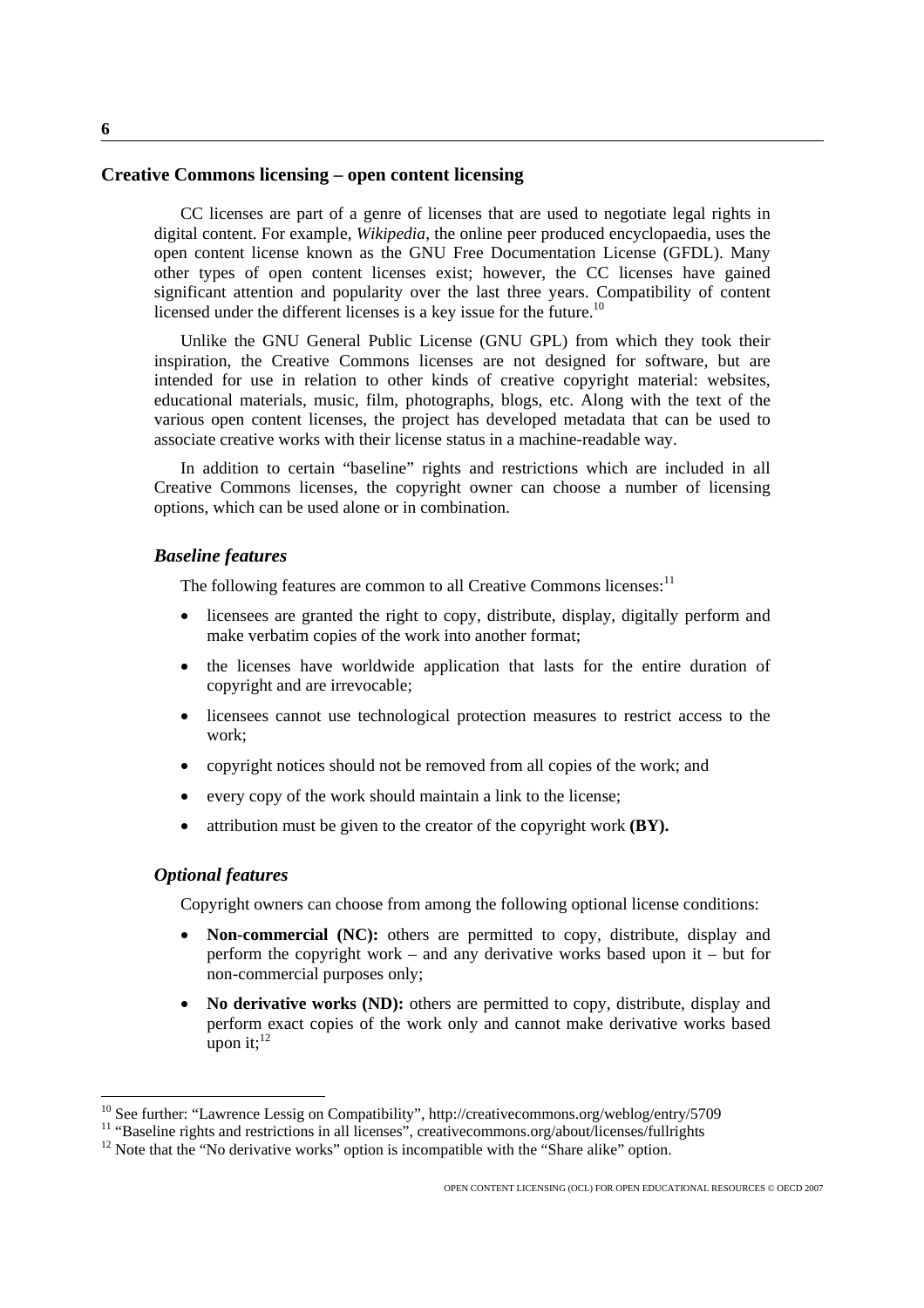## Creative Commons licensing – open content licensing

CC licenses are part of a genre of licenses that are used to negotiate legal rights in digital content. For example, *Wikipedia*, the online peer produced encyclopaedia, uses the open content license known as the GNU Free Documentation License (GFDL). Many other types of open content licenses exist; however, the CC licenses have gained significant attention and popularity over the last three years. Compatibility of content licensed under the different licenses is a key issue for the future.[10]

Unlike the GNU General Public License (GNU GPL) from which they took their inspiration, the Creative Commons licenses are not designed for software, but are intended for use in relation to other kinds of creative copyright material: websites, educational materials, music, film, photographs, blogs, etc. Along with the text of the various open content licenses, the project has developed metadata that can be used to associate creative works with their license status in a machine-readable way.

In addition to certain "baseline" rights and restrictions which are included in all Creative Commons licenses, the copyright owner can choose a number of licensing options, which can be used alone or in combination.

### *Baseline features*

The following features are common to all Creative Commons licenses:[11]

- licensees are granted the right to copy, distribute, display, digitally perform and make verbatim copies of the work into another format;
- the licenses have worldwide application that lasts for the entire duration of copyright and are irrevocable;
- licensees cannot use technological protection measures to restrict access to the work;
- copyright notices should not be removed from all copies of the work; and
- every copy of the work should maintain a link to the license;
- attribution must be given to the creator of the copyright work **(BY).**

### *Optional features*

Copyright owners can choose from among the following optional license conditions:

- **Non-commercial (NC):** others are permitted to copy, distribute, display and perform the copyright work – and any derivative works based upon it – but for non-commercial purposes only;
- **No derivative works (ND):** others are permitted to copy, distribute, display and perform exact copies of the work only and cannot make derivative works based upon it;[12]

---

[10] See further: "Lawrence Lessig on Compatibility", http://creativecommons.org/weblog/entry/5709

[11] "Baseline rights and restrictions in all licenses", creativecommons.org/about/licenses/fullrights

[12] Note that the "No derivative works" option is incompatible with the "Share alike" option.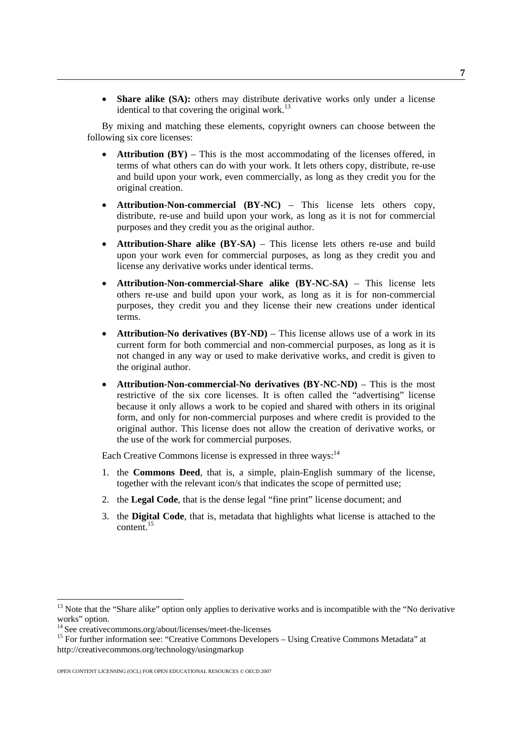- **Share alike (SA):** others may distribute derivative works only under a license identical to that covering the original work.[13]

By mixing and matching these elements, copyright owners can choose between the following six core licenses:

- **Attribution (BY)** – This is the most accommodating of the licenses offered, in terms of what others can do with your work. It lets others copy, distribute, re-use and build upon your work, even commercially, as long as they credit you for the original creation.
- **Attribution-Non-commercial (BY-NC)** – This license lets others copy, distribute, re-use and build upon your work, as long as it is not for commercial purposes and they credit you as the original author.
- **Attribution-Share alike (BY-SA)** – This license lets others re-use and build upon your work even for commercial purposes, as long as they credit you and license any derivative works under identical terms.
- **Attribution-Non-commercial-Share alike (BY-NC-SA)** – This license lets others re-use and build upon your work, as long as it is for non-commercial purposes, they credit you and they license their new creations under identical terms.
- **Attribution-No derivatives (BY-ND)** – This license allows use of a work in its current form for both commercial and non-commercial purposes, as long as it is not changed in any way or used to make derivative works, and credit is given to the original author.
- **Attribution-Non-commercial-No derivatives (BY-NC-ND)** – This is the most restrictive of the six core licenses. It is often called the "advertising" license because it only allows a work to be copied and shared with others in its original form, and only for non-commercial purposes and where credit is provided to the original author. This license does not allow the creation of derivative works, or the use of the work for commercial purposes.

Each Creative Commons license is expressed in three ways:[14]

1. the **Commons Deed**, that is, a simple, plain-English summary of the license, together with the relevant icon/s that indicates the scope of permitted use;
2. the **Legal Code**, that is the dense legal "fine print" license document; and
3. the **Digital Code**, that is, metadata that highlights what license is attached to the content.[15]

---

[13] Note that the "Share alike" option only applies to derivative works and is incompatible with the "No derivative works" option.

[14] See creativecommons.org/about/licenses/meet-the-licenses

[15] For further information see: "Creative Commons Developers – Using Creative Commons Metadata" at http://creativecommons.org/technology/usingmarkup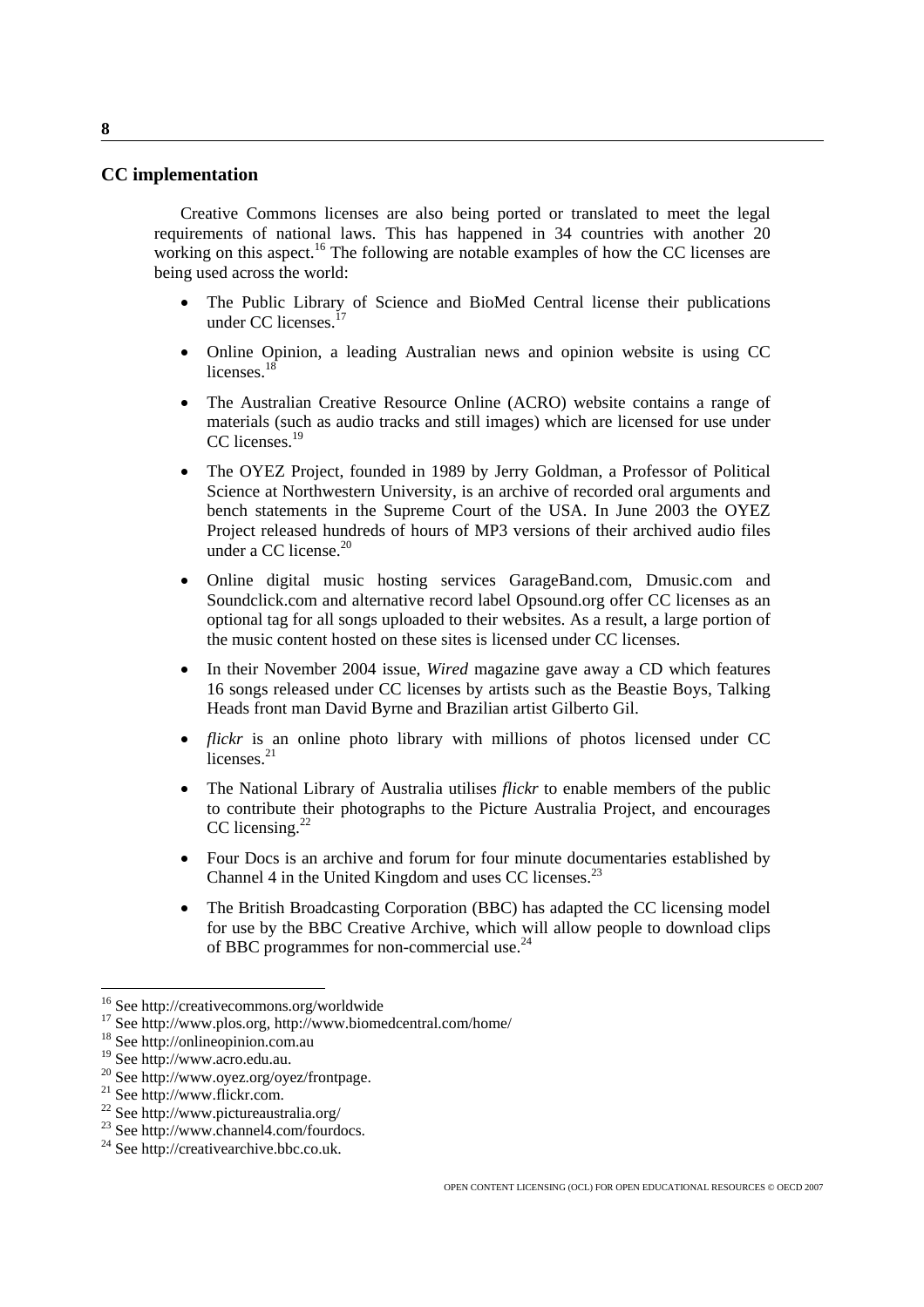## CC implementation

Creative Commons licenses are also being ported or translated to meet the legal requirements of national laws. This has happened in 34 countries with another 20 working on this aspect.[16] The following are notable examples of how the CC licenses are being used across the world:

- The Public Library of Science and BioMed Central license their publications under CC licenses.[17]
- Online Opinion, a leading Australian news and opinion website is using CC licenses.[18]
- The Australian Creative Resource Online (ACRO) website contains a range of materials (such as audio tracks and still images) which are licensed for use under CC licenses.[19]
- The OYEZ Project, founded in 1989 by Jerry Goldman, a Professor of Political Science at Northwestern University, is an archive of recorded oral arguments and bench statements in the Supreme Court of the USA. In June 2003 the OYEZ Project released hundreds of hours of MP3 versions of their archived audio files under a CC license.[20]
- Online digital music hosting services GarageBand.com, Dmusic.com and Soundclick.com and alternative record label Opsound.org offer CC licenses as an optional tag for all songs uploaded to their websites. As a result, a large portion of the music content hosted on these sites is licensed under CC licenses.
- In their November 2004 issue, *Wired* magazine gave away a CD which features 16 songs released under CC licenses by artists such as the Beastie Boys, Talking Heads front man David Byrne and Brazilian artist Gilberto Gil.
- *flickr* is an online photo library with millions of photos licensed under CC licenses.[21]
- The National Library of Australia utilises *flickr* to enable members of the public to contribute their photographs to the Picture Australia Project, and encourages CC licensing.[22]
- Four Docs is an archive and forum for four minute documentaries established by Channel 4 in the United Kingdom and uses CC licenses.[23]
- The British Broadcasting Corporation (BBC) has adapted the CC licensing model for use by the BBC Creative Archive, which will allow people to download clips of BBC programmes for non-commercial use.[24]

---

[16] See http://creativecommons.org/worldwide

[17] See http://www.plos.org, http://www.biomedcentral.com/home/

[18] See http://onlineopinion.com.au

[19] See http://www.acro.edu.au.

[20] See http://www.oyez.org/oyez/frontpage.

[21] See http://www.flickr.com.

[22] See http://www.pictureaustralia.org/

[23] See http://www.channel4.com/fourdocs.

[24] See http://creativearchive.bbc.co.uk.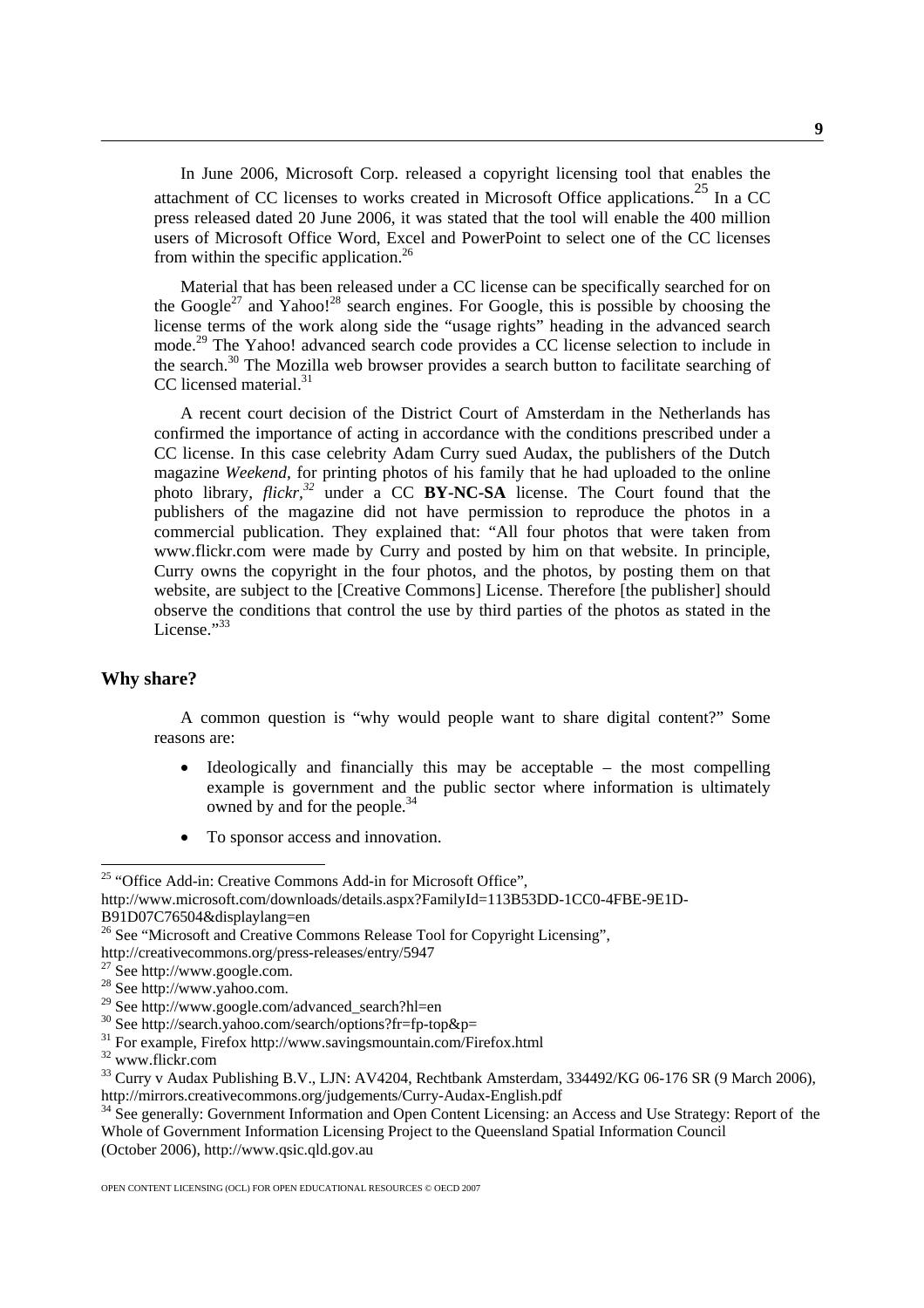In June 2006, Microsoft Corp. released a copyright licensing tool that enables the attachment of CC licenses to works created in Microsoft Office applications.[25] In a CC press released dated 20 June 2006, it was stated that the tool will enable the 400 million users of Microsoft Office Word, Excel and PowerPoint to select one of the CC licenses from within the specific application.[26]

Material that has been released under a CC license can be specifically searched for on the Google[27] and Yahoo![28] search engines. For Google, this is possible by choosing the license terms of the work along side the "usage rights" heading in the advanced search mode.[29] The Yahoo! advanced search code provides a CC license selection to include in the search.[30] The Mozilla web browser provides a search button to facilitate searching of CC licensed material.[31]

A recent court decision of the District Court of Amsterdam in the Netherlands has confirmed the importance of acting in accordance with the conditions prescribed under a CC license. In this case celebrity Adam Curry sued Audax, the publishers of the Dutch magazine *Weekend*, for printing photos of his family that he had uploaded to the online photo library, *flickr*,[32] under a CC **BY-NC-SA** license. The Court found that the publishers of the magazine did not have permission to reproduce the photos in a commercial publication. They explained that: "All four photos that were taken from www.flickr.com were made by Curry and posted by him on that website. In principle, Curry owns the copyright in the four photos, and the photos, by posting them on that website, are subject to the [Creative Commons] License. Therefore [the publisher] should observe the conditions that control the use by third parties of the photos as stated in the License."[33]

## Why share?

A common question is "why would people want to share digital content?" Some reasons are:

- Ideologically and financially this may be acceptable – the most compelling example is government and the public sector where information is ultimately owned by and for the people.[34]
- To sponsor access and innovation.

---

[25] "Office Add-in: Creative Commons Add-in for Microsoft Office", http://www.microsoft.com/downloads/details.aspx?FamilyId=113B53DD-1CC0-4FBE-9E1D-B91D07C76504&displaylang=en

[26] See "Microsoft and Creative Commons Release Tool for Copyright Licensing", http://creativecommons.org/press-releases/entry/5947

[27] See http://www.google.com.

[28] See http://www.yahoo.com.

[29] See http://www.google.com/advanced_search?hl=en

[30] See http://search.yahoo.com/search/options?fr=fp-top&p=

[31] For example, Firefox http://www.savingsmountain.com/Firefox.html

[32] www.flickr.com

[33] Curry v Audax Publishing B.V., LJN: AV4204, Rechtbank Amsterdam, 334492/KG 06-176 SR (9 March 2006), http://mirrors.creativecommons.org/judgements/Curry-Audax-English.pdf

[34] See generally: Government Information and Open Content Licensing: an Access and Use Strategy: Report of the Whole of Government Information Licensing Project to the Queensland Spatial Information Council (October 2006), http://www.qsic.qld.gov.au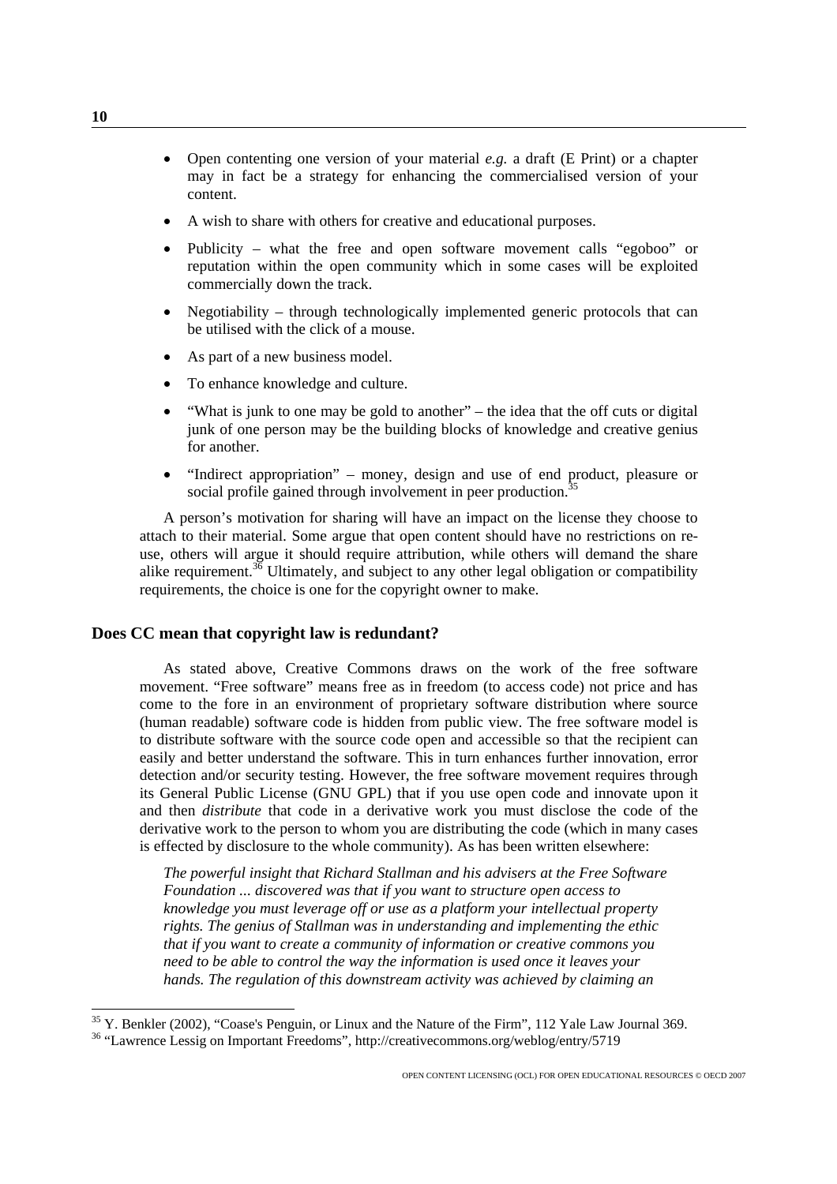- Open contenting one version of your material *e.g.* a draft (E Print) or a chapter may in fact be a strategy for enhancing the commercialised version of your content.
- A wish to share with others for creative and educational purposes.
- Publicity – what the free and open software movement calls "egoboo" or reputation within the open community which in some cases will be exploited commercially down the track.
- Negotiability – through technologically implemented generic protocols that can be utilised with the click of a mouse.
- As part of a new business model.
- To enhance knowledge and culture.
- "What is junk to one may be gold to another" – the idea that the off cuts or digital junk of one person may be the building blocks of knowledge and creative genius for another.
- "Indirect appropriation" – money, design and use of end product, pleasure or social profile gained through involvement in peer production.[35]

A person's motivation for sharing will have an impact on the license they choose to attach to their material. Some argue that open content should have no restrictions on re-use, others will argue it should require attribution, while others will demand the share alike requirement.[36] Ultimately, and subject to any other legal obligation or compatibility requirements, the choice is one for the copyright owner to make.

## Does CC mean that copyright law is redundant?

As stated above, Creative Commons draws on the work of the free software movement. "Free software" means free as in freedom (to access code) not price and has come to the fore in an environment of proprietary software distribution where source (human readable) software code is hidden from public view. The free software model is to distribute software with the source code open and accessible so that the recipient can easily and better understand the software. This in turn enhances further innovation, error detection and/or security testing. However, the free software movement requires through its General Public License (GNU GPL) that if you use open code and innovate upon it and then *distribute* that code in a derivative work you must disclose the code of the derivative work to the person to whom you are distributing the code (which in many cases is effected by disclosure to the whole community). As has been written elsewhere:

> *The powerful insight that Richard Stallman and his advisers at the Free Software Foundation ... discovered was that if you want to structure open access to knowledge you must leverage off or use as a platform your intellectual property rights. The genius of Stallman was in understanding and implementing the ethic that if you want to create a community of information or creative commons you need to be able to control the way the information is used once it leaves your hands. The regulation of this downstream activity was achieved by claiming an*

[35] Y. Benkler (2002), "Coase's Penguin, or Linux and the Nature of the Firm", 112 Yale Law Journal 369.

[36] "Lawrence Lessig on Important Freedoms", http://creativecommons.org/weblog/entry/5719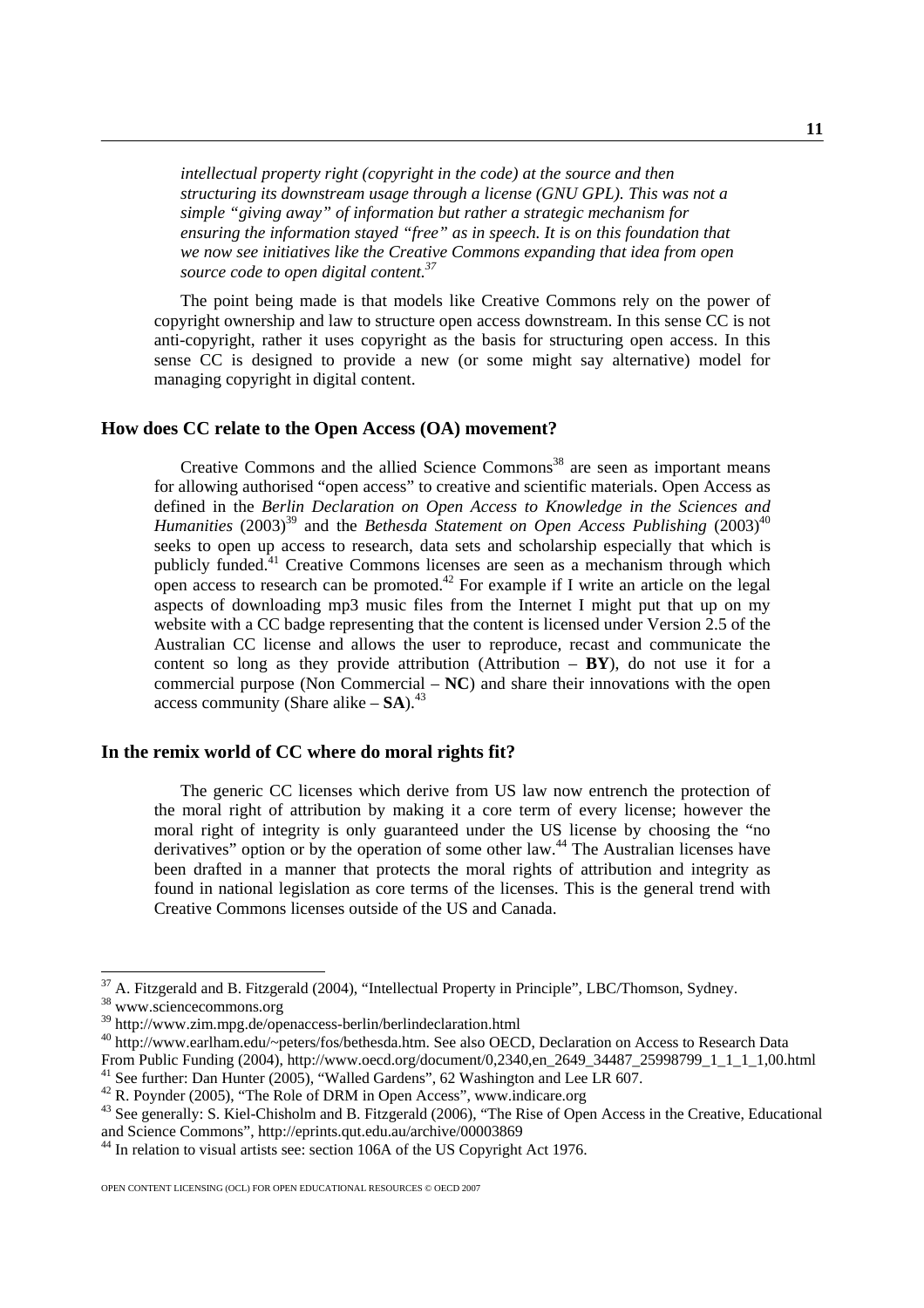*intellectual property right (copyright in the code) at the source and then structuring its downstream usage through a license (GNU GPL). This was not a simple "giving away" of information but rather a strategic mechanism for ensuring the information stayed "free" as in speech. It is on this foundation that we now see initiatives like the Creative Commons expanding that idea from open source code to open digital content.*[37]

The point being made is that models like Creative Commons rely on the power of copyright ownership and law to structure open access downstream. In this sense CC is not anti-copyright, rather it uses copyright as the basis for structuring open access. In this sense CC is designed to provide a new (or some might say alternative) model for managing copyright in digital content.

## How does CC relate to the Open Access (OA) movement?

Creative Commons and the allied Science Commons[38] are seen as important means for allowing authorised "open access" to creative and scientific materials. Open Access as defined in the *Berlin Declaration on Open Access to Knowledge in the Sciences and Humanities* (2003)[39] and the *Bethesda Statement on Open Access Publishing* (2003)[40] seeks to open up access to research, data sets and scholarship especially that which is publicly funded.[41] Creative Commons licenses are seen as a mechanism through which open access to research can be promoted.[42] For example if I write an article on the legal aspects of downloading mp3 music files from the Internet I might put that up on my website with a CC badge representing that the content is licensed under Version 2.5 of the Australian CC license and allows the user to reproduce, recast and communicate the content so long as they provide attribution (Attribution – **BY**), do not use it for a commercial purpose (Non Commercial – **NC**) and share their innovations with the open access community (Share alike – **SA**).[43]

## In the remix world of CC where do moral rights fit?

The generic CC licenses which derive from US law now entrench the protection of the moral right of attribution by making it a core term of every license; however the moral right of integrity is only guaranteed under the US license by choosing the "no derivatives" option or by the operation of some other law.[44] The Australian licenses have been drafted in a manner that protects the moral rights of attribution and integrity as found in national legislation as core terms of the licenses. This is the general trend with Creative Commons licenses outside of the US and Canada.

---

[37] A. Fitzgerald and B. Fitzgerald (2004), "Intellectual Property in Principle", LBC/Thomson, Sydney.

[38] www.sciencecommons.org

[39] http://www.zim.mpg.de/openaccess-berlin/berlindeclaration.html

[40] http://www.earlham.edu/~peters/fos/bethesda.htm. See also OECD, Declaration on Access to Research Data From Public Funding (2004), http://www.oecd.org/document/0,2340,en_2649_34487_25998799_1_1_1_1,00.html

[41] See further: Dan Hunter (2005), "Walled Gardens", 62 Washington and Lee LR 607.

[42] R. Poynder (2005), "The Role of DRM in Open Access", www.indicare.org

[43] See generally: S. Kiel-Chisholm and B. Fitzgerald (2006), "The Rise of Open Access in the Creative, Educational and Science Commons", http://eprints.qut.edu.au/archive/00003869

[44] In relation to visual artists see: section 106A of the US Copyright Act 1976.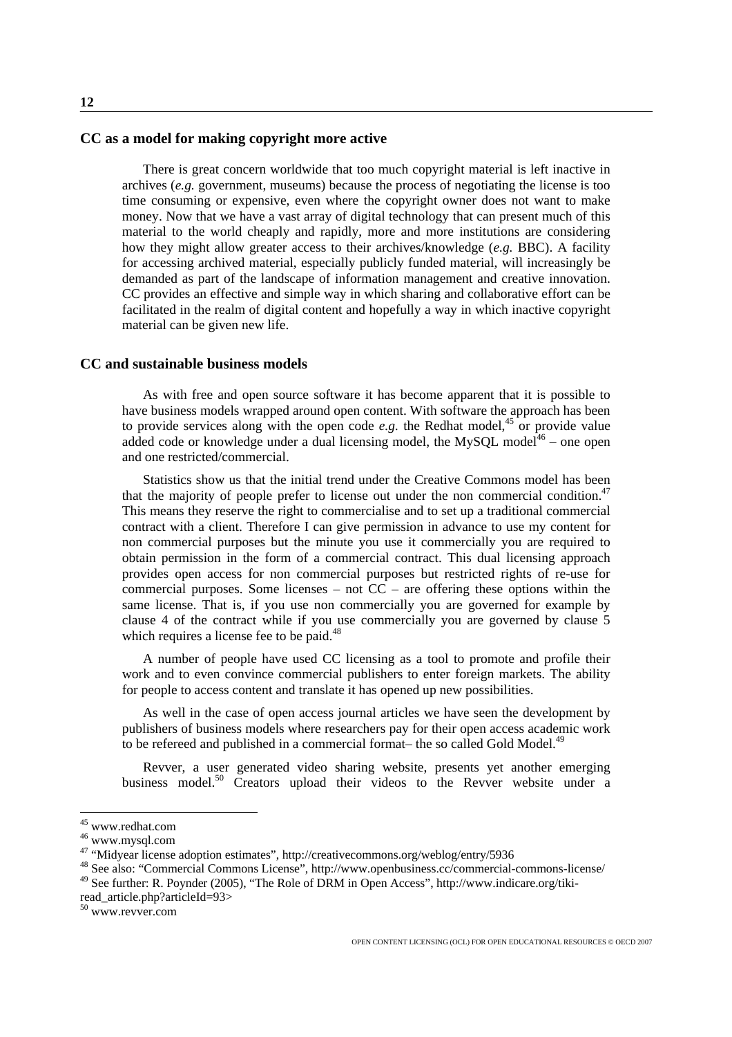## CC as a model for making copyright more active

There is great concern worldwide that too much copyright material is left inactive in archives (*e.g.* government, museums) because the process of negotiating the license is too time consuming or expensive, even where the copyright owner does not want to make money. Now that we have a vast array of digital technology that can present much of this material to the world cheaply and rapidly, more and more institutions are considering how they might allow greater access to their archives/knowledge (*e.g.* BBC). A facility for accessing archived material, especially publicly funded material, will increasingly be demanded as part of the landscape of information management and creative innovation. CC provides an effective and simple way in which sharing and collaborative effort can be facilitated in the realm of digital content and hopefully a way in which inactive copyright material can be given new life.

## CC and sustainable business models

As with free and open source software it has become apparent that it is possible to have business models wrapped around open content. With software the approach has been to provide services along with the open code *e.g.* the Redhat model,[45] or provide value added code or knowledge under a dual licensing model, the MySQL model[46] – one open and one restricted/commercial.

Statistics show us that the initial trend under the Creative Commons model has been that the majority of people prefer to license out under the non commercial condition.[47] This means they reserve the right to commercialise and to set up a traditional commercial contract with a client. Therefore I can give permission in advance to use my content for non commercial purposes but the minute you use it commercially you are required to obtain permission in the form of a commercial contract. This dual licensing approach provides open access for non commercial purposes but restricted rights of re-use for commercial purposes. Some licenses – not CC – are offering these options within the same license. That is, if you use non commercially you are governed for example by clause 4 of the contract while if you use commercially you are governed by clause 5 which requires a license fee to be paid.[48]

A number of people have used CC licensing as a tool to promote and profile their work and to even convince commercial publishers to enter foreign markets. The ability for people to access content and translate it has opened up new possibilities.

As well in the case of open access journal articles we have seen the development by publishers of business models where researchers pay for their open access academic work to be refereed and published in a commercial format– the so called Gold Model.[49]

Revver, a user generated video sharing website, presents yet another emerging business model.[50] Creators upload their videos to the Revver website under a

---

[45] www.redhat.com

[46] www.mysql.com

[47] "Midyear license adoption estimates", http://creativecommons.org/weblog/entry/5936

[48] See also: "Commercial Commons License", http://www.openbusiness.cc/commercial-commons-license/

[49] See further: R. Poynder (2005), "The Role of DRM in Open Access", http://www.indicare.org/tiki-read_article.php?articleId=93>

[50] www.revver.com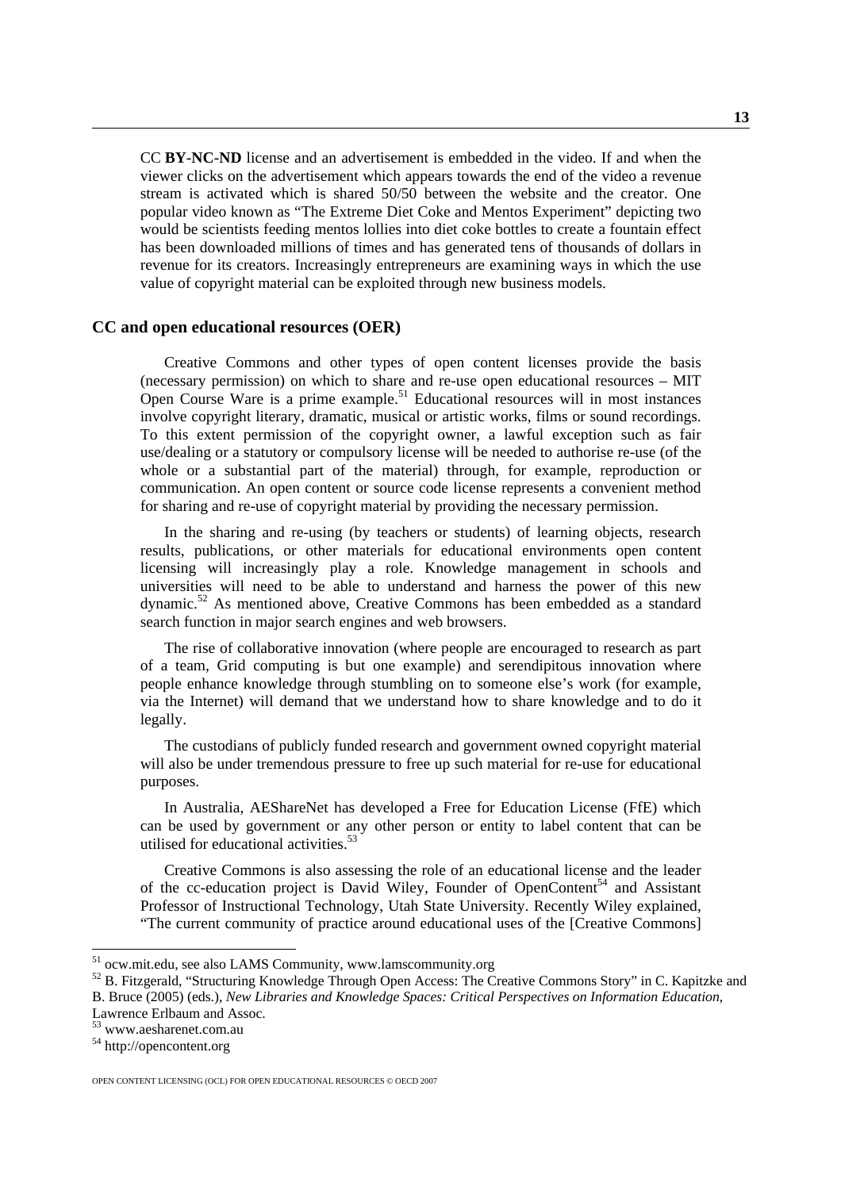CC **BY-NC-ND** license and an advertisement is embedded in the video. If and when the viewer clicks on the advertisement which appears towards the end of the video a revenue stream is activated which is shared 50/50 between the website and the creator. One popular video known as "The Extreme Diet Coke and Mentos Experiment" depicting two would be scientists feeding mentos lollies into diet coke bottles to create a fountain effect has been downloaded millions of times and has generated tens of thousands of dollars in revenue for its creators. Increasingly entrepreneurs are examining ways in which the use value of copyright material can be exploited through new business models.

## CC and open educational resources (OER)

Creative Commons and other types of open content licenses provide the basis (necessary permission) on which to share and re-use open educational resources – MIT Open Course Ware is a prime example.[51] Educational resources will in most instances involve copyright literary, dramatic, musical or artistic works, films or sound recordings. To this extent permission of the copyright owner, a lawful exception such as fair use/dealing or a statutory or compulsory license will be needed to authorise re-use (of the whole or a substantial part of the material) through, for example, reproduction or communication. An open content or source code license represents a convenient method for sharing and re-use of copyright material by providing the necessary permission.

In the sharing and re-using (by teachers or students) of learning objects, research results, publications, or other materials for educational environments open content licensing will increasingly play a role. Knowledge management in schools and universities will need to be able to understand and harness the power of this new dynamic.[52] As mentioned above, Creative Commons has been embedded as a standard search function in major search engines and web browsers.

The rise of collaborative innovation (where people are encouraged to research as part of a team, Grid computing is but one example) and serendipitous innovation where people enhance knowledge through stumbling on to someone else's work (for example, via the Internet) will demand that we understand how to share knowledge and to do it legally.

The custodians of publicly funded research and government owned copyright material will also be under tremendous pressure to free up such material for re-use for educational purposes.

In Australia, AEShareNet has developed a Free for Education License (FfE) which can be used by government or any other person or entity to label content that can be utilised for educational activities.[53]

Creative Commons is also assessing the role of an educational license and the leader of the cc-education project is David Wiley, Founder of OpenContent[54] and Assistant Professor of Instructional Technology, Utah State University. Recently Wiley explained, "The current community of practice around educational uses of the [Creative Commons]

---

[51] ocw.mit.edu, see also LAMS Community, www.lamscommunity.org

[52] B. Fitzgerald, "Structuring Knowledge Through Open Access: The Creative Commons Story" in C. Kapitzke and B. Bruce (2005) (eds.), *New Libraries and Knowledge Spaces: Critical Perspectives on Information Education*, Lawrence Erlbaum and Assoc.

[53] www.aesharenet.com.au

[54] http://opencontent.org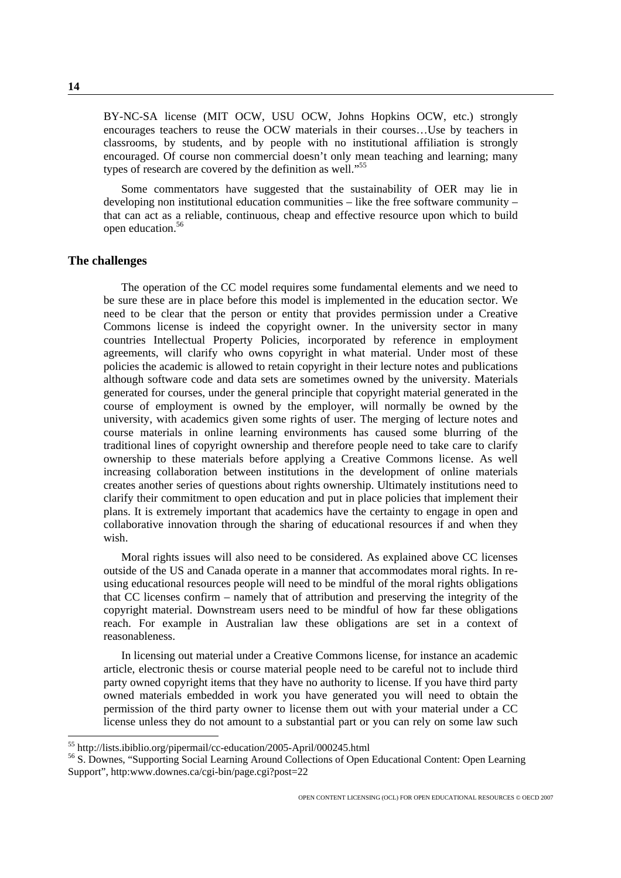BY-NC-SA license (MIT OCW, USU OCW, Johns Hopkins OCW, etc.) strongly encourages teachers to reuse the OCW materials in their courses…Use by teachers in classrooms, by students, and by people with no institutional affiliation is strongly encouraged. Of course non commercial doesn't only mean teaching and learning; many types of research are covered by the definition as well."[55]

Some commentators have suggested that the sustainability of OER may lie in developing non institutional education communities – like the free software community – that can act as a reliable, continuous, cheap and effective resource upon which to build open education.[56]

## The challenges

The operation of the CC model requires some fundamental elements and we need to be sure these are in place before this model is implemented in the education sector. We need to be clear that the person or entity that provides permission under a Creative Commons license is indeed the copyright owner. In the university sector in many countries Intellectual Property Policies, incorporated by reference in employment agreements, will clarify who owns copyright in what material. Under most of these policies the academic is allowed to retain copyright in their lecture notes and publications although software code and data sets are sometimes owned by the university. Materials generated for courses, under the general principle that copyright material generated in the course of employment is owned by the employer, will normally be owned by the university, with academics given some rights of user. The merging of lecture notes and course materials in online learning environments has caused some blurring of the traditional lines of copyright ownership and therefore people need to take care to clarify ownership to these materials before applying a Creative Commons license. As well increasing collaboration between institutions in the development of online materials creates another series of questions about rights ownership. Ultimately institutions need to clarify their commitment to open education and put in place policies that implement their plans. It is extremely important that academics have the certainty to engage in open and collaborative innovation through the sharing of educational resources if and when they wish.

Moral rights issues will also need to be considered. As explained above CC licenses outside of the US and Canada operate in a manner that accommodates moral rights. In re-using educational resources people will need to be mindful of the moral rights obligations that CC licenses confirm – namely that of attribution and preserving the integrity of the copyright material. Downstream users need to be mindful of how far these obligations reach. For example in Australian law these obligations are set in a context of reasonableness.

In licensing out material under a Creative Commons license, for instance an academic article, electronic thesis or course material people need to be careful not to include third party owned copyright items that they have no authority to license. If you have third party owned materials embedded in work you have generated you will need to obtain the permission of the third party owner to license them out with your material under a CC license unless they do not amount to a substantial part or you can rely on some law such

---

[55] http://lists.ibiblio.org/pipermail/cc-education/2005-April/000245.html

[56] S. Downes, "Supporting Social Learning Around Collections of Open Educational Content: Open Learning Support", http:www.downes.ca/cgi-bin/page.cgi?post=22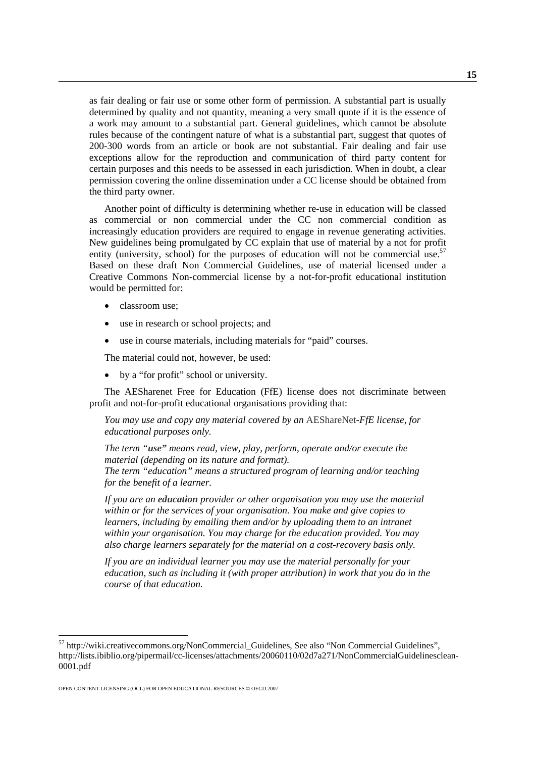as fair dealing or fair use or some other form of permission. A substantial part is usually determined by quality and not quantity, meaning a very small quote if it is the essence of a work may amount to a substantial part. General guidelines, which cannot be absolute rules because of the contingent nature of what is a substantial part, suggest that quotes of 200-300 words from an article or book are not substantial. Fair dealing and fair use exceptions allow for the reproduction and communication of third party content for certain purposes and this needs to be assessed in each jurisdiction. When in doubt, a clear permission covering the online dissemination under a CC license should be obtained from the third party owner.

Another point of difficulty is determining whether re-use in education will be classed as commercial or non commercial under the CC non commercial condition as increasingly education providers are required to engage in revenue generating activities. New guidelines being promulgated by CC explain that use of material by a not for profit entity (university, school) for the purposes of education will not be commercial use.[57] Based on these draft Non Commercial Guidelines, use of material licensed under a Creative Commons Non-commercial license by a not-for-profit educational institution would be permitted for:

- classroom use;
- use in research or school projects; and
- use in course materials, including materials for "paid" courses.

The material could not, however, be used:

- by a "for profit" school or university.

The AESharenet Free for Education (FfE) license does not discriminate between profit and not-for-profit educational organisations providing that:

*You may use and copy any material covered by an* AEShareNet*-FfE license, for educational purposes only.*

*The term "**use**" means read, view, play, perform, operate and/or execute the material (depending on its nature and format).*
*The term "education" means a structured program of learning and/or teaching for the benefit of a learner.*

*If you are an **education** provider or other organisation you may use the material within or for the services of your organisation. You make and give copies to learners, including by emailing them and/or by uploading them to an intranet within your organisation. You may charge for the education provided. You may also charge learners separately for the material on a cost-recovery basis only.*

*If you are an individual learner you may use the material personally for your education, such as including it (with proper attribution) in work that you do in the course of that education.*

---

[57] http://wiki.creativecommons.org/NonCommercial_Guidelines, See also "Non Commercial Guidelines", http://lists.ibiblio.org/pipermail/cc-licenses/attachments/20060110/02d7a271/NonCommercialGuidelinesclean-0001.pdf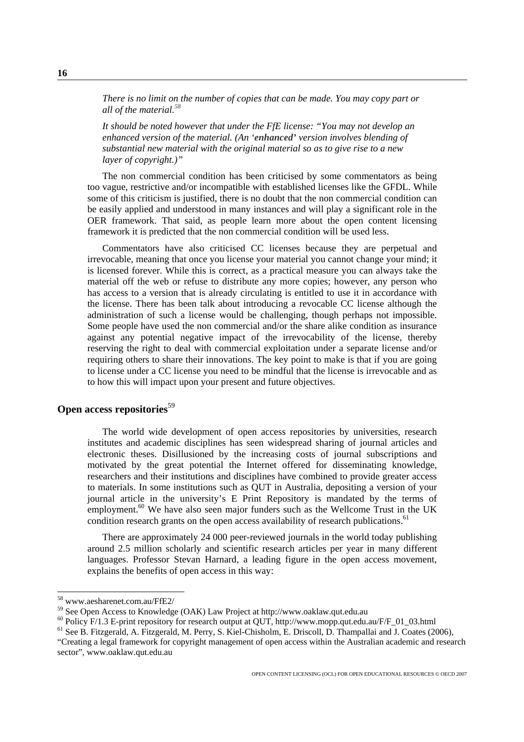*There is no limit on the number of copies that can be made. You may copy part or all of the material.*[58]

*It should be noted however that under the FfE license: "You may not develop an enhanced version of the material. (An '**enhanced**' version involves blending of substantial new material with the original material so as to give rise to a new layer of copyright.)"*

The non commercial condition has been criticised by some commentators as being too vague, restrictive and/or incompatible with established licenses like the GFDL. While some of this criticism is justified, there is no doubt that the non commercial condition can be easily applied and understood in many instances and will play a significant role in the OER framework. That said, as people learn more about the open content licensing framework it is predicted that the non commercial condition will be used less.

Commentators have also criticised CC licenses because they are perpetual and irrevocable, meaning that once you license your material you cannot change your mind; it is licensed forever. While this is correct, as a practical measure you can always take the material off the web or refuse to distribute any more copies; however, any person who has access to a version that is already circulating is entitled to use it in accordance with the license. There has been talk about introducing a revocable CC license although the administration of such a license would be challenging, though perhaps not impossible. Some people have used the non commercial and/or the share alike condition as insurance against any potential negative impact of the irrevocability of the license, thereby reserving the right to deal with commercial exploitation under a separate license and/or requiring others to share their innovations. The key point to make is that if you are going to license under a CC license you need to be mindful that the license is irrevocable and as to how this will impact upon your present and future objectives.

## Open access repositories[59]

The world wide development of open access repositories by universities, research institutes and academic disciplines has seen widespread sharing of journal articles and electronic theses. Disillusioned by the increasing costs of journal subscriptions and motivated by the great potential the Internet offered for disseminating knowledge, researchers and their institutions and disciplines have combined to provide greater access to materials. In some institutions such as QUT in Australia, depositing a version of your journal article in the university's E Print Repository is mandated by the terms of employment.[60] We have also seen major funders such as the Wellcome Trust in the UK condition research grants on the open access availability of research publications.[61]

There are approximately 24 000 peer-reviewed journals in the world today publishing around 2.5 million scholarly and scientific research articles per year in many different languages. Professor Stevan Harnard, a leading figure in the open access movement, explains the benefits of open access in this way:

---

[58] www.aesharenet.com.au/FfE2/

[59] See Open Access to Knowledge (OAK) Law Project at http://www.oaklaw.qut.edu.au

[60] Policy F/1.3 E-print repository for research output at QUT, http://www.mopp.qut.edu.au/F/F_01_03.html

[61] See B. Fitzgerald, A. Fitzgerald, M. Perry, S. Kiel-Chisholm, E. Driscoll, D. Thampallai and J. Coates (2006), "Creating a legal framework for copyright management of open access within the Australian academic and research sector", www.oaklaw.qut.edu.au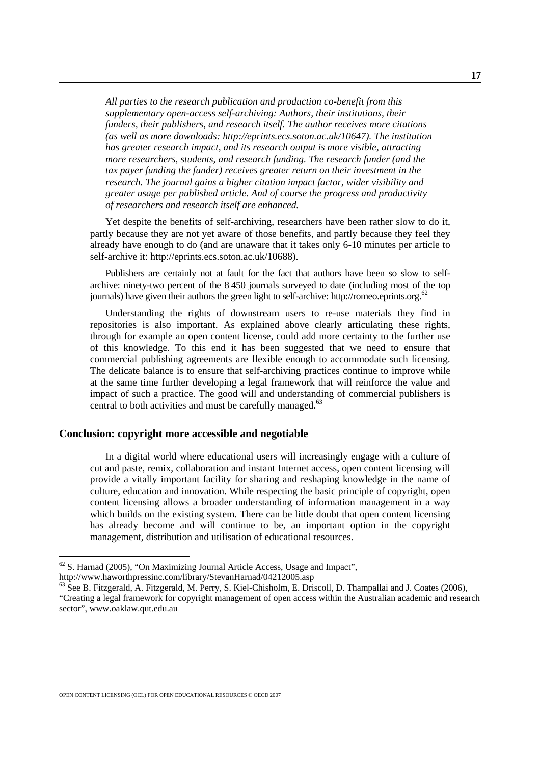*All parties to the research publication and production co-benefit from this supplementary open-access self-archiving: Authors, their institutions, their funders, their publishers, and research itself. The author receives more citations (as well as more downloads: http://eprints.ecs.soton.ac.uk/10647). The institution has greater research impact, and its research output is more visible, attracting more researchers, students, and research funding. The research funder (and the tax payer funding the funder) receives greater return on their investment in the research. The journal gains a higher citation impact factor, wider visibility and greater usage per published article. And of course the progress and productivity of researchers and research itself are enhanced.*

Yet despite the benefits of self-archiving, researchers have been rather slow to do it, partly because they are not yet aware of those benefits, and partly because they feel they already have enough to do (and are unaware that it takes only 6-10 minutes per article to self-archive it: http://eprints.ecs.soton.ac.uk/10688).

Publishers are certainly not at fault for the fact that authors have been so slow to self-archive: ninety-two percent of the 8 450 journals surveyed to date (including most of the top journals) have given their authors the green light to self-archive: http://romeo.eprints.org.[62]

Understanding the rights of downstream users to re-use materials they find in repositories is also important. As explained above clearly articulating these rights, through for example an open content license, could add more certainty to the further use of this knowledge. To this end it has been suggested that we need to ensure that commercial publishing agreements are flexible enough to accommodate such licensing. The delicate balance is to ensure that self-archiving practices continue to improve while at the same time further developing a legal framework that will reinforce the value and impact of such a practice. The good will and understanding of commercial publishers is central to both activities and must be carefully managed.[63]

## Conclusion: copyright more accessible and negotiable

In a digital world where educational users will increasingly engage with a culture of cut and paste, remix, collaboration and instant Internet access, open content licensing will provide a vitally important facility for sharing and reshaping knowledge in the name of culture, education and innovation. While respecting the basic principle of copyright, open content licensing allows a broader understanding of information management in a way which builds on the existing system. There can be little doubt that open content licensing has already become and will continue to be, an important option in the copyright management, distribution and utilisation of educational resources.

---

[62] S. Harnad (2005), "On Maximizing Journal Article Access, Usage and Impact", http://www.haworthpressinc.com/library/StevanHarnad/04212005.asp

[63] See B. Fitzgerald, A. Fitzgerald, M. Perry, S. Kiel-Chisholm, E. Driscoll, D. Thampallai and J. Coates (2006), "Creating a legal framework for copyright management of open access within the Australian academic and research sector", www.oaklaw.qut.edu.au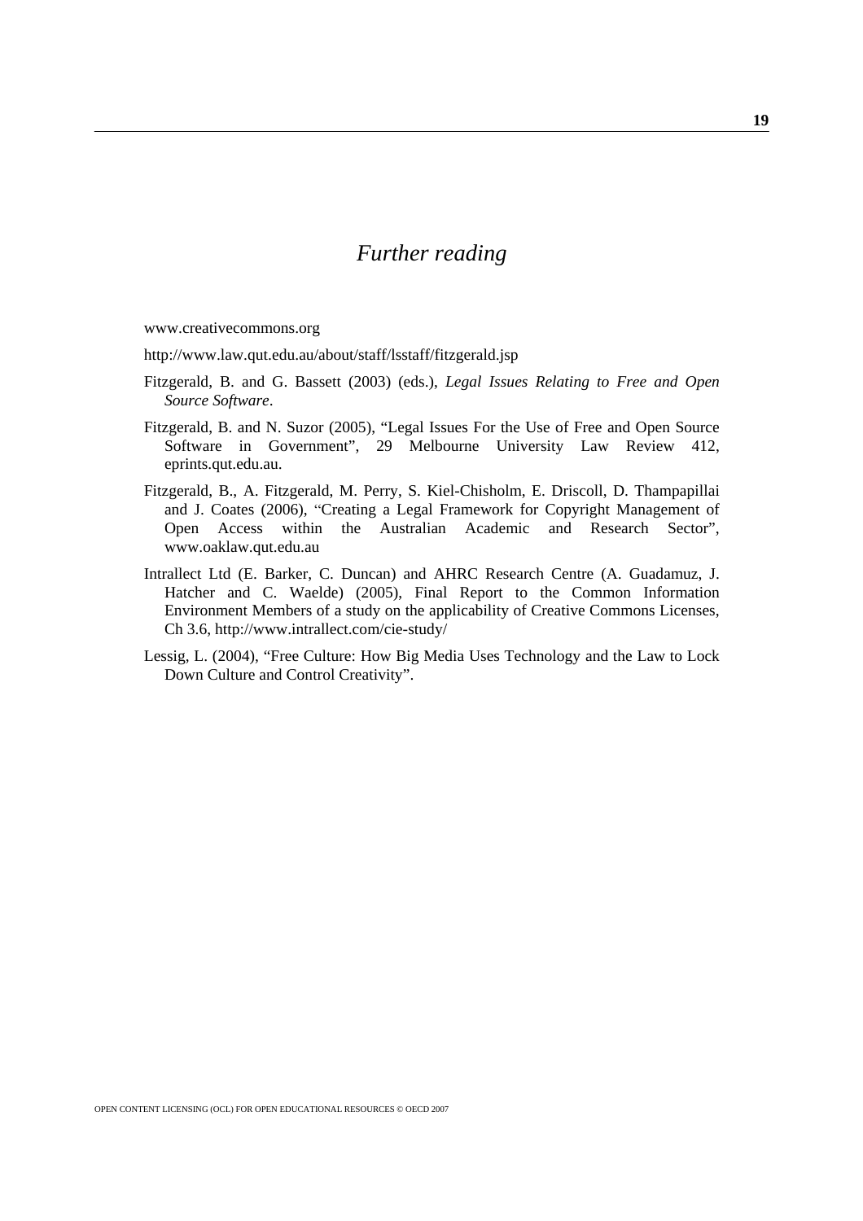# *Further reading*

www.creativecommons.org

http://www.law.qut.edu.au/about/staff/lsstaff/fitzgerald.jsp

Fitzgerald, B. and G. Bassett (2003) (eds.), *Legal Issues Relating to Free and Open Source Software*.

Fitzgerald, B. and N. Suzor (2005), "Legal Issues For the Use of Free and Open Source Software in Government", 29 Melbourne University Law Review 412, eprints.qut.edu.au.

Fitzgerald, B., A. Fitzgerald, M. Perry, S. Kiel-Chisholm, E. Driscoll, D. Thampapillai and J. Coates (2006), "Creating a Legal Framework for Copyright Management of Open Access within the Australian Academic and Research Sector", www.oaklaw.qut.edu.au

Intrallect Ltd (E. Barker, C. Duncan) and AHRC Research Centre (A. Guadamuz, J. Hatcher and C. Waelde) (2005), Final Report to the Common Information Environment Members of a study on the applicability of Creative Commons Licenses, Ch 3.6, http://www.intrallect.com/cie-study/

Lessig, L. (2004), "Free Culture: How Big Media Uses Technology and the Law to Lock Down Culture and Control Creativity".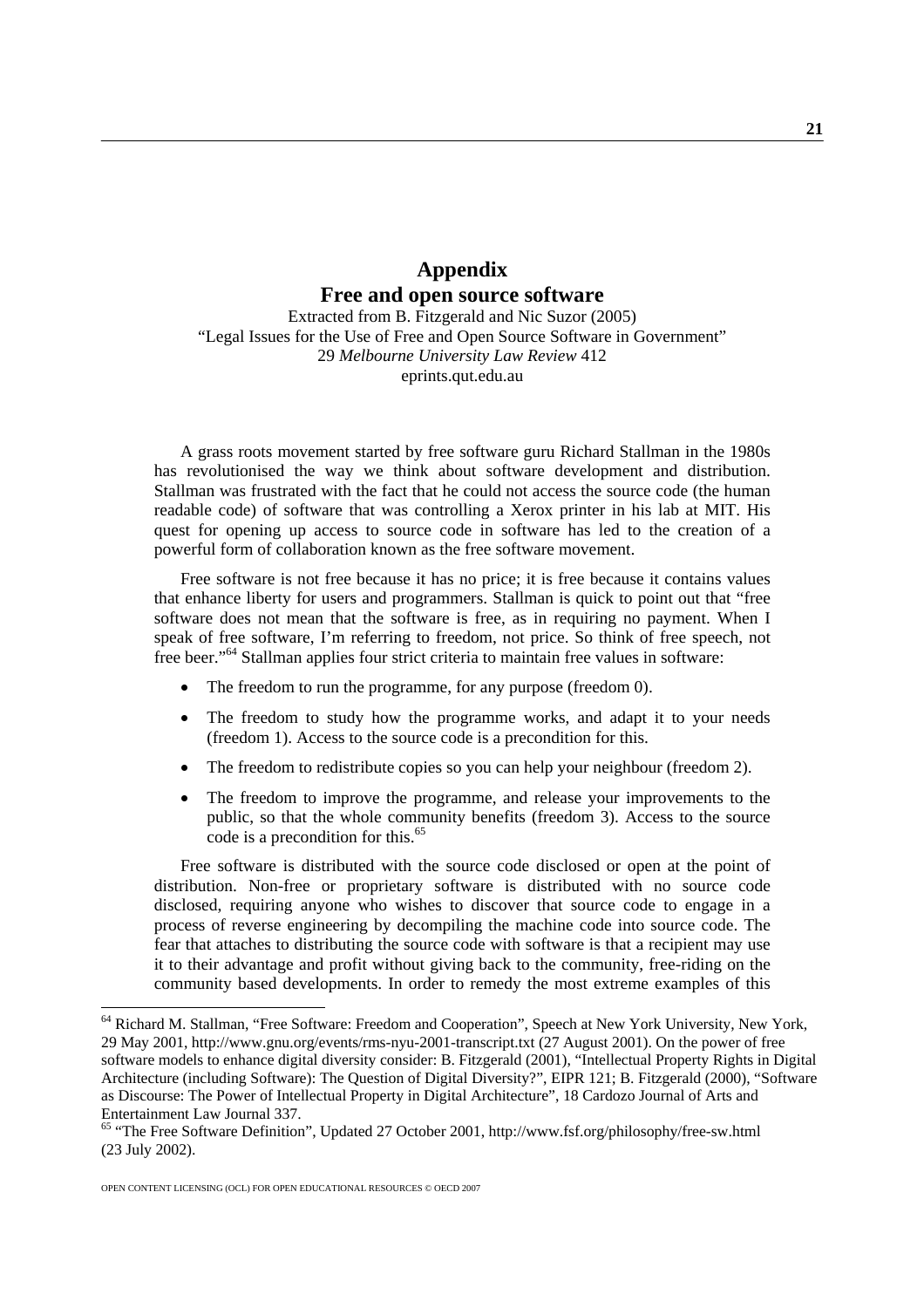# Appendix
# Free and open source software

Extracted from B. Fitzgerald and Nic Suzor (2005)
"Legal Issues for the Use of Free and Open Source Software in Government"
29 *Melbourne University Law Review* 412
eprints.qut.edu.au

A grass roots movement started by free software guru Richard Stallman in the 1980s has revolutionised the way we think about software development and distribution. Stallman was frustrated with the fact that he could not access the source code (the human readable code) of software that was controlling a Xerox printer in his lab at MIT. His quest for opening up access to source code in software has led to the creation of a powerful form of collaboration known as the free software movement.

Free software is not free because it has no price; it is free because it contains values that enhance liberty for users and programmers. Stallman is quick to point out that "free software does not mean that the software is free, as in requiring no payment. When I speak of free software, I'm referring to freedom, not price. So think of free speech, not free beer."[64] Stallman applies four strict criteria to maintain free values in software:

- The freedom to run the programme, for any purpose (freedom 0).
- The freedom to study how the programme works, and adapt it to your needs (freedom 1). Access to the source code is a precondition for this.
- The freedom to redistribute copies so you can help your neighbour (freedom 2).
- The freedom to improve the programme, and release your improvements to the public, so that the whole community benefits (freedom 3). Access to the source code is a precondition for this.[65]

Free software is distributed with the source code disclosed or open at the point of distribution. Non-free or proprietary software is distributed with no source code disclosed, requiring anyone who wishes to discover that source code to engage in a process of reverse engineering by decompiling the machine code into source code. The fear that attaches to distributing the source code with software is that a recipient may use it to their advantage and profit without giving back to the community, free-riding on the community based developments. In order to remedy the most extreme examples of this

---

[64] Richard M. Stallman, "Free Software: Freedom and Cooperation", Speech at New York University, New York, 29 May 2001, http://www.gnu.org/events/rms-nyu-2001-transcript.txt (27 August 2001). On the power of free software models to enhance digital diversity consider: B. Fitzgerald (2001), "Intellectual Property Rights in Digital Architecture (including Software): The Question of Digital Diversity?", EIPR 121; B. Fitzgerald (2000), "Software as Discourse: The Power of Intellectual Property in Digital Architecture", 18 Cardozo Journal of Arts and Entertainment Law Journal 337.

[65] "The Free Software Definition", Updated 27 October 2001, http://www.fsf.org/philosophy/free-sw.html (23 July 2002).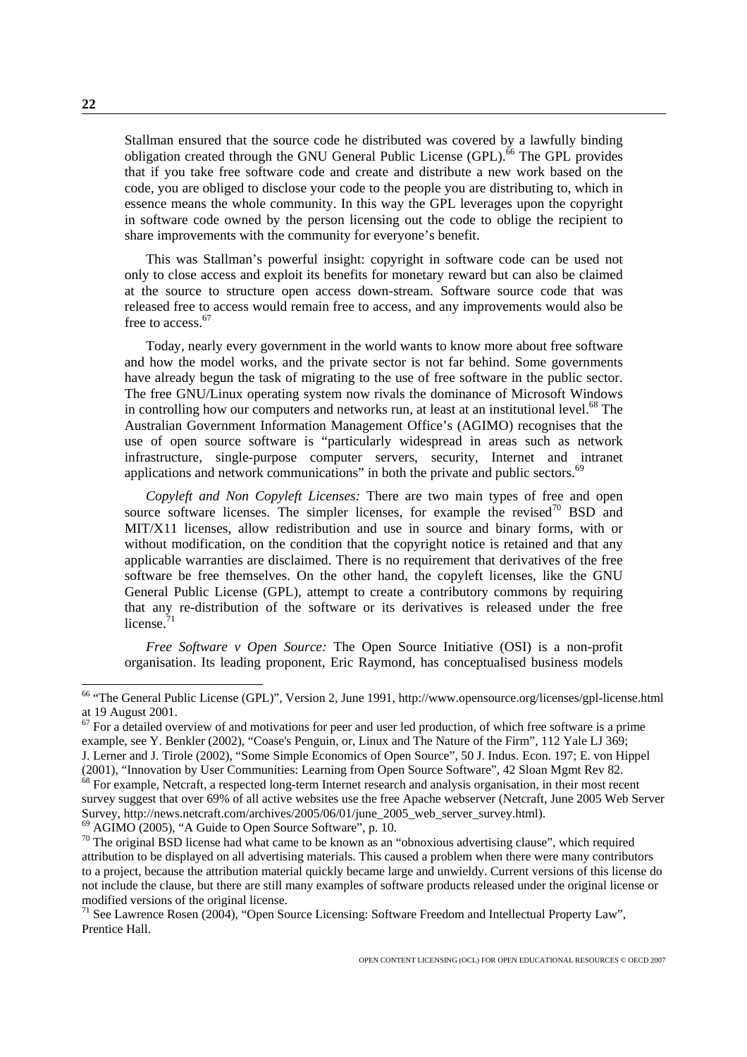Stallman ensured that the source code he distributed was covered by a lawfully binding obligation created through the GNU General Public License (GPL).[66] The GPL provides that if you take free software code and create and distribute a new work based on the code, you are obliged to disclose your code to the people you are distributing to, which in essence means the whole community. In this way the GPL leverages upon the copyright in software code owned by the person licensing out the code to oblige the recipient to share improvements with the community for everyone's benefit.

This was Stallman's powerful insight: copyright in software code can be used not only to close access and exploit its benefits for monetary reward but can also be claimed at the source to structure open access down-stream. Software source code that was released free to access would remain free to access, and any improvements would also be free to access.[67]

Today, nearly every government in the world wants to know more about free software and how the model works, and the private sector is not far behind. Some governments have already begun the task of migrating to the use of free software in the public sector. The free GNU/Linux operating system now rivals the dominance of Microsoft Windows in controlling how our computers and networks run, at least at an institutional level.[68] The Australian Government Information Management Office's (AGIMO) recognises that the use of open source software is "particularly widespread in areas such as network infrastructure, single-purpose computer servers, security, Internet and intranet applications and network communications" in both the private and public sectors.[69]

*Copyleft and Non Copyleft Licenses:* There are two main types of free and open source software licenses. The simpler licenses, for example the revised[70] BSD and MIT/X11 licenses, allow redistribution and use in source and binary forms, with or without modification, on the condition that the copyright notice is retained and that any applicable warranties are disclaimed. There is no requirement that derivatives of the free software be free themselves. On the other hand, the copyleft licenses, like the GNU General Public License (GPL), attempt to create a contributory commons by requiring that any re-distribution of the software or its derivatives is released under the free license.[71]

*Free Software v Open Source:* The Open Source Initiative (OSI) is a non-profit organisation. Its leading proponent, Eric Raymond, has conceptualised business models

---

[66] "The General Public License (GPL)", Version 2, June 1991, http://www.opensource.org/licenses/gpl-license.html at 19 August 2001.

[67] For a detailed overview of and motivations for peer and user led production, of which free software is a prime example, see Y. Benkler (2002), "Coase's Penguin, or, Linux and The Nature of the Firm", 112 Yale LJ 369; J. Lerner and J. Tirole (2002), "Some Simple Economics of Open Source", 50 J. Indus. Econ. 197; E. von Hippel (2001), "Innovation by User Communities: Learning from Open Source Software", 42 Sloan Mgmt Rev 82.

[68] For example, Netcraft, a respected long-term Internet research and analysis organisation, in their most recent survey suggest that over 69% of all active websites use the free Apache webserver (Netcraft, June 2005 Web Server Survey, http://news.netcraft.com/archives/2005/06/01/june_2005_web_server_survey.html).

[69] AGIMO (2005), "A Guide to Open Source Software", p. 10.

[70] The original BSD license had what came to be known as an "obnoxious advertising clause", which required attribution to be displayed on all advertising materials. This caused a problem when there were many contributors to a project, because the attribution material quickly became large and unwieldy. Current versions of this license do not include the clause, but there are still many examples of software products released under the original license or modified versions of the original license.

[71] See Lawrence Rosen (2004), "Open Source Licensing: Software Freedom and Intellectual Property Law", Prentice Hall.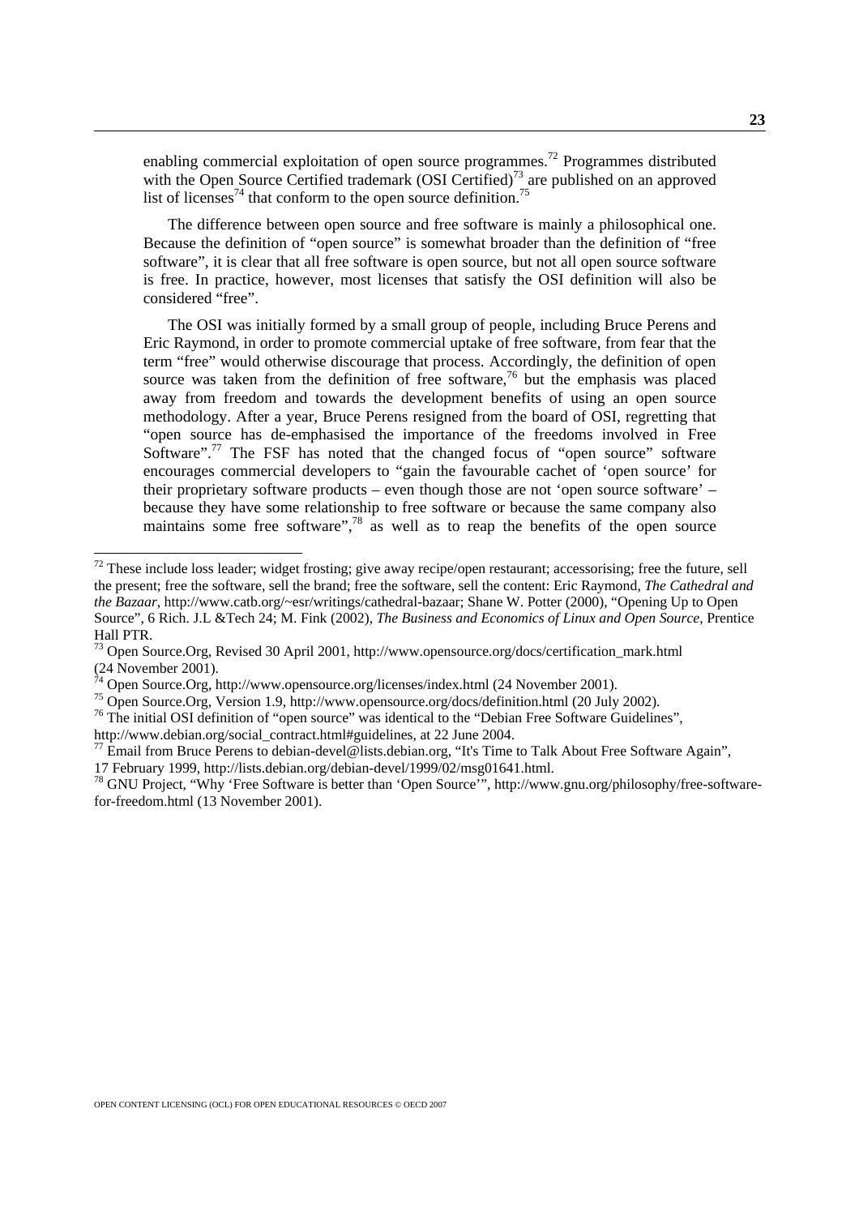enabling commercial exploitation of open source programmes.[72] Programmes distributed with the Open Source Certified trademark (OSI Certified)[73] are published on an approved list of licenses[74] that conform to the open source definition.[75]

The difference between open source and free software is mainly a philosophical one. Because the definition of "open source" is somewhat broader than the definition of "free software", it is clear that all free software is open source, but not all open source software is free. In practice, however, most licenses that satisfy the OSI definition will also be considered "free".

The OSI was initially formed by a small group of people, including Bruce Perens and Eric Raymond, in order to promote commercial uptake of free software, from fear that the term "free" would otherwise discourage that process. Accordingly, the definition of open source was taken from the definition of free software,[76] but the emphasis was placed away from freedom and towards the development benefits of using an open source methodology. After a year, Bruce Perens resigned from the board of OSI, regretting that "open source has de-emphasised the importance of the freedoms involved in Free Software".[77] The FSF has noted that the changed focus of "open source" software encourages commercial developers to "gain the favourable cachet of 'open source' for their proprietary software products – even though those are not 'open source software' – because they have some relationship to free software or because the same company also maintains some free software",[78] as well as to reap the benefits of the open source

---

[72] These include loss leader; widget frosting; give away recipe/open restaurant; accessorising; free the future, sell the present; free the software, sell the brand; free the software, sell the content: Eric Raymond, *The Cathedral and the Bazaar*, http://www.catb.org/~esr/writings/cathedral-bazaar; Shane W. Potter (2000), "Opening Up to Open Source", 6 Rich. J.L &Tech 24; M. Fink (2002), *The Business and Economics of Linux and Open Source*, Prentice Hall PTR.

[73] Open Source.Org, Revised 30 April 2001, http://www.opensource.org/docs/certification_mark.html (24 November 2001).

[74] Open Source.Org, http://www.opensource.org/licenses/index.html (24 November 2001).

[75] Open Source.Org, Version 1.9, http://www.opensource.org/docs/definition.html (20 July 2002).

[76] The initial OSI definition of "open source" was identical to the "Debian Free Software Guidelines", http://www.debian.org/social_contract.html#guidelines, at 22 June 2004.

[77] Email from Bruce Perens to debian-devel@lists.debian.org, "It's Time to Talk About Free Software Again", 17 February 1999, http://lists.debian.org/debian-devel/1999/02/msg01641.html.

[78] GNU Project, "Why 'Free Software is better than 'Open Source'", http://www.gnu.org/philosophy/free-software-for-freedom.html (13 November 2001).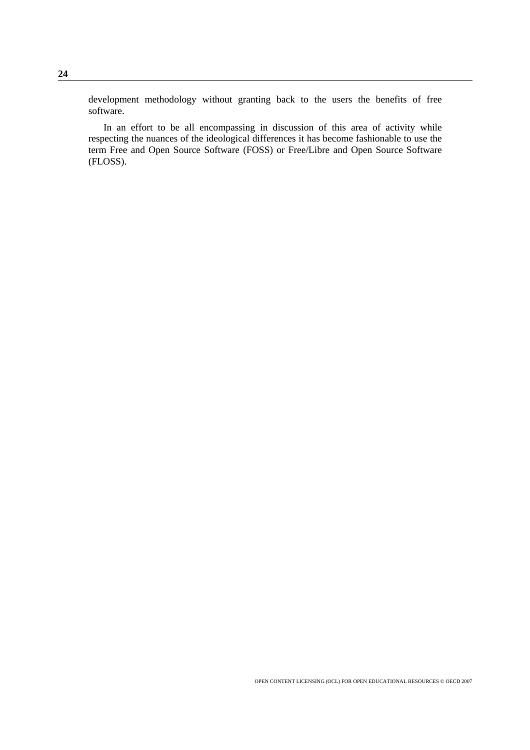development methodology without granting back to the users the benefits of free software.

In an effort to be all encompassing in discussion of this area of activity while respecting the nuances of the ideological differences it has become fashionable to use the term Free and Open Source Software (FOSS) or Free/Libre and Open Source Software (FLOSS).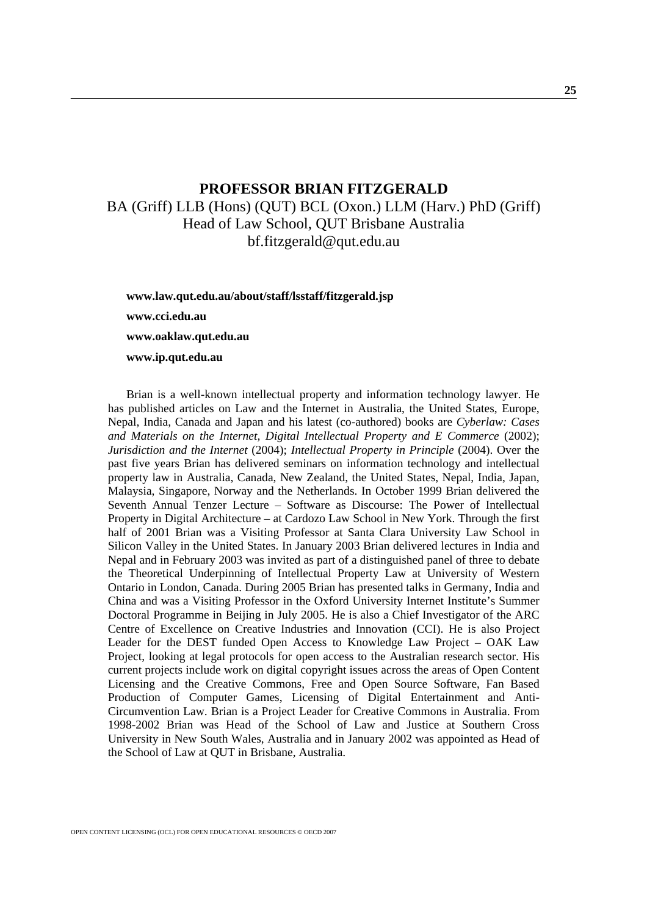# PROFESSOR BRIAN FITZGERALD

BA (Griff) LLB (Hons) (QUT) BCL (Oxon.) LLM (Harv.) PhD (Griff)
Head of Law School, QUT Brisbane Australia
bf.fitzgerald@qut.edu.au

**www.law.qut.edu.au/about/staff/lsstaff/fitzgerald.jsp**

**www.cci.edu.au**

**www.oaklaw.qut.edu.au**

**www.ip.qut.edu.au**

Brian is a well-known intellectual property and information technology lawyer. He has published articles on Law and the Internet in Australia, the United States, Europe, Nepal, India, Canada and Japan and his latest (co-authored) books are *Cyberlaw: Cases and Materials on the Internet, Digital Intellectual Property and E Commerce* (2002); *Jurisdiction and the Internet* (2004); *Intellectual Property in Principle* (2004). Over the past five years Brian has delivered seminars on information technology and intellectual property law in Australia, Canada, New Zealand, the United States, Nepal, India, Japan, Malaysia, Singapore, Norway and the Netherlands. In October 1999 Brian delivered the Seventh Annual Tenzer Lecture – Software as Discourse: The Power of Intellectual Property in Digital Architecture – at Cardozo Law School in New York. Through the first half of 2001 Brian was a Visiting Professor at Santa Clara University Law School in Silicon Valley in the United States. In January 2003 Brian delivered lectures in India and Nepal and in February 2003 was invited as part of a distinguished panel of three to debate the Theoretical Underpinning of Intellectual Property Law at University of Western Ontario in London, Canada. During 2005 Brian has presented talks in Germany, India and China and was a Visiting Professor in the Oxford University Internet Institute's Summer Doctoral Programme in Beijing in July 2005. He is also a Chief Investigator of the ARC Centre of Excellence on Creative Industries and Innovation (CCI). He is also Project Leader for the DEST funded Open Access to Knowledge Law Project – OAK Law Project, looking at legal protocols for open access to the Australian research sector. His current projects include work on digital copyright issues across the areas of Open Content Licensing and the Creative Commons, Free and Open Source Software, Fan Based Production of Computer Games, Licensing of Digital Entertainment and Anti-Circumvention Law. Brian is a Project Leader for Creative Commons in Australia. From 1998-2002 Brian was Head of the School of Law and Justice at Southern Cross University in New South Wales, Australia and in January 2002 was appointed as Head of the School of Law at QUT in Brisbane, Australia.